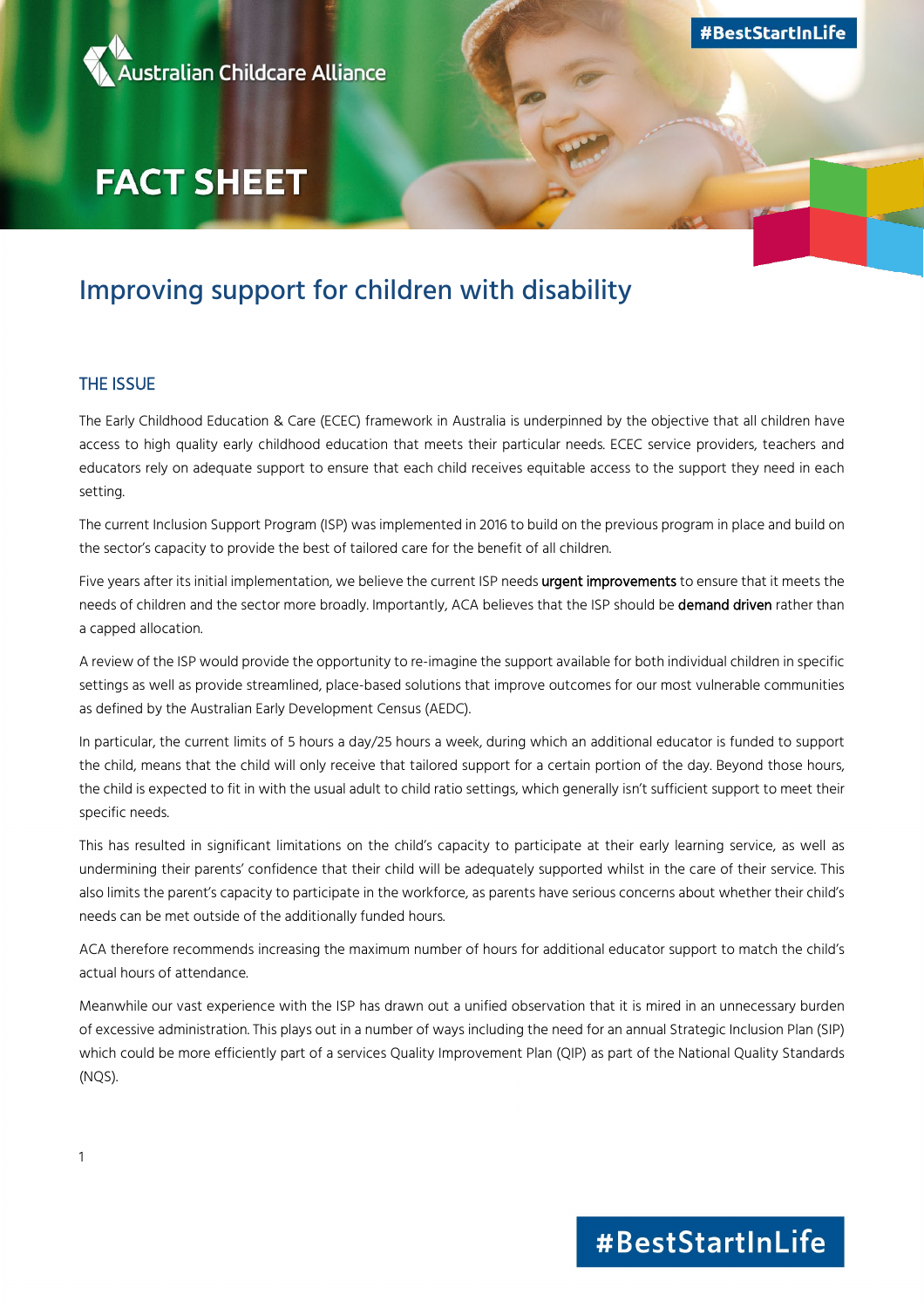Australian Childcare Alliance

#BestStartInLife

# FACT SHEET

## Improving support for children with disability

### THE ISSUE

The Early Childhood Education & Care (ECEC) framework in Australia is underpinned by the objective that all children have access to high quality early childhood education that meets their particular needs. ECEC service providers, teachers and educators rely on adequate support to ensure that each child receives equitable access to the support they need in each setting.

The current Inclusion Support Program (ISP) was implemented in 2016 to build on the previous program in place and build on the sector's capacity to provide the best of tailored care for the benefit of all children.

Five years after its initial implementation, we believe the current ISP needs **urgent improvements** to ensure that it meets the needs of children and the sector more broadly. Importantly, ACA believes that the ISP should be **demand driven** rather than a capped allocation.

A review of the ISP would provide the opportunity to re-imagine the support available for both individual children in specific settings as well as provide streamlined, place-based solutions that improve outcomes for our most vulnerable communities as defined by the Australian Early Development Census (AEDC).

In particular, the current limits of 5 hours a day/25 hours a week, during which an additional educator is funded to support the child, means that the child will only receive that tailored support for a certain portion of the day. Beyond those hours, the child is expected to fit in with the usual adult to child ratio settings, which generally isn't sufficient support to meet their specific needs.

This has resulted in significant limitations on the child's capacity to participate at their early learning service, as well as undermining their parents' confidence that their child will be adequately supported whilst in the care of their service. This also limits the parent's capacity to participate in the workforce, as parents have serious concerns about whether their child's needs can be met outside of the additionally funded hours.

ACA therefore recommends increasing the maximum number of hours for additional educator support to match the child's actual hours of attendance.

Meanwhile our vast experience with the ISP has drawn out a unified observation that it is mired in an unnecessary burden of excessive administration. This plays out in a number of ways including the need for an annual Strategic Inclusion Plan (SIP) which could be more efficiently part of a services Quality Improvement Plan (QIP) as part of the National Quality Standards (NQS).

#BestStartInLife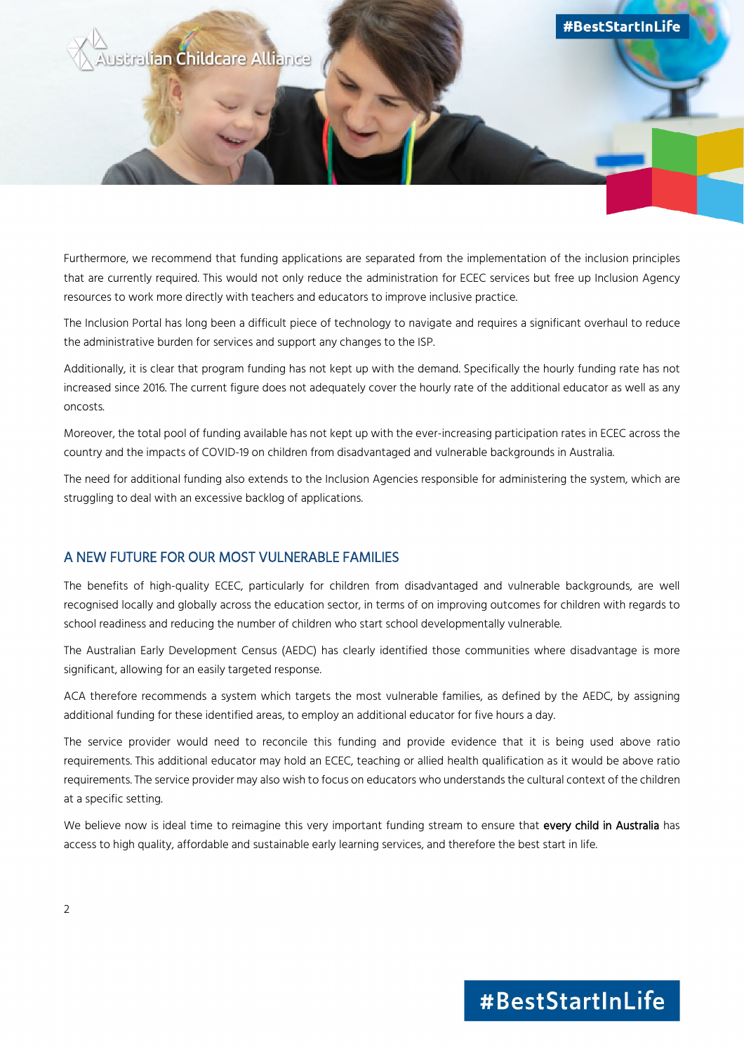Furthermore, we recommend that funding applications are separated from the implementation of the inclusion principles that are currently required. This would not only reduce the administration for ECEC services but free up Inclusion Agency resources to work more directly with teachers and educators to improve inclusive practice.

The Inclusion Portal has long been a difficult piece of technology to navigate and requires a significant overhaul to reduce the administrative burden for services and support any changes to the ISP.

Additionally, it is clear that program funding has not kept up with the demand. Specifically the hourly funding rate has not increased since 2016. The current figure does not adequately cover the hourly rate of the additional educator as well as any oncosts.

Moreover, the total pool of funding available has not kept up with the ever-increasing participation rates in ECEC across the country and the impacts of COVID-19 on children from disadvantaged and vulnerable backgrounds in Australia.

The need for additional funding also extends to the Inclusion Agencies responsible for administering the system, which are struggling to deal with an excessive backlog of applications.

## A NEW FUTURE FOR OUR MOST VULNERABLE FAMILIES

The benefits of high-quality ECEC, particularly for children from disadvantaged and vulnerable backgrounds, are well recognised locally and globally across the education sector, in terms of on improving outcomes for children with regards to school readiness and reducing the number of children who start school developmentally vulnerable.

The Australian Early Development Census (AEDC) has clearly identified those communities where disadvantage is more significant, allowing for an easily targeted response.

ACA therefore recommends a system which targets the most vulnerable families, as defined by the AEDC, by assigning additional funding for these identified areas, to employ an additional educator for five hours a day.

The service provider would need to reconcile this funding and provide evidence that it is being used above ratio requirements. This additional educator may hold an ECEC, teaching or allied health qualification as it would be above ratio requirements. The service provider may also wish to focus on educators who understands the cultural context of the children at a specific setting.

We believe now is ideal time to reimagine this very important funding stream to ensure that **every child in Australia** has access to high quality, affordable and sustainable early learning services, and therefore the best start in life.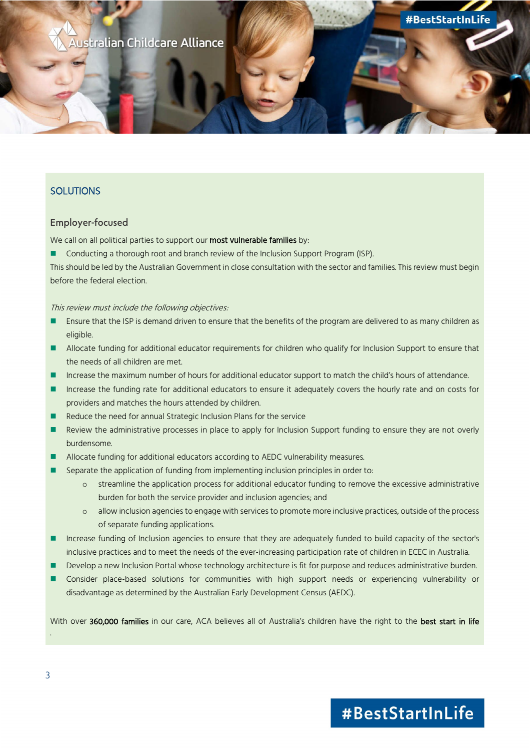## SOLUTIONS

### Employer-focused

We call on all political parties to support our **most vulnerable families** by:

- Conducting a thorough root and branch review of the Inclusion Support Program (ISP).

This should be led by the Australian Government in close consultation with the sector and families. This review must begin before the federal election.

*This review must include the following objectives:*

- Ensure that the ISP is demand driven to ensure that the benefits of the program are delivered to as many children as eligible.
- Allocate funding for additional educator requirements for children who qualify for Inclusion Support to ensure that the needs of all children are met.
- Increase the maximum number of hours for additional educator support to match the child's hours of attendance.
- Increase the funding rate for additional educators to ensure it adequately covers the hourly rate and on costs for providers and matches the hours attended by children.
- Reduce the need for annual Strategic Inclusion Plans for the service
- Review the administrative processes in place to apply for Inclusion Support funding to ensure they are not overly burdensome.
- Allocate funding for additional educators according to AEDC vulnerability measures.
- Separate the application of funding from implementing inclusion principles in order to:
    - streamline the application process for additional educator funding to remove the excessive administrative burden for both the service provider and inclusion agencies; and
    - allow inclusion agencies to engage with services to promote more inclusive practices, outside of the process of separate funding applications.
- Increase funding of Inclusion agencies to ensure that they are adequately funded to build capacity of the sector's inclusive practices and to meet the needs of the ever-increasing participation rate of children in ECEC in Australia.
- Develop a new Inclusion Portal whose technology architecture is fit for purpose and reduces administrative burden.
- Consider place-based solutions for communities with high support needs or experiencing vulnerability or disadvantage as determined by the Australian Early Development Census (AEDC).

With over **360,000 families** in our care, ACA believes all of Australia's children have the right to the **best start in life**.